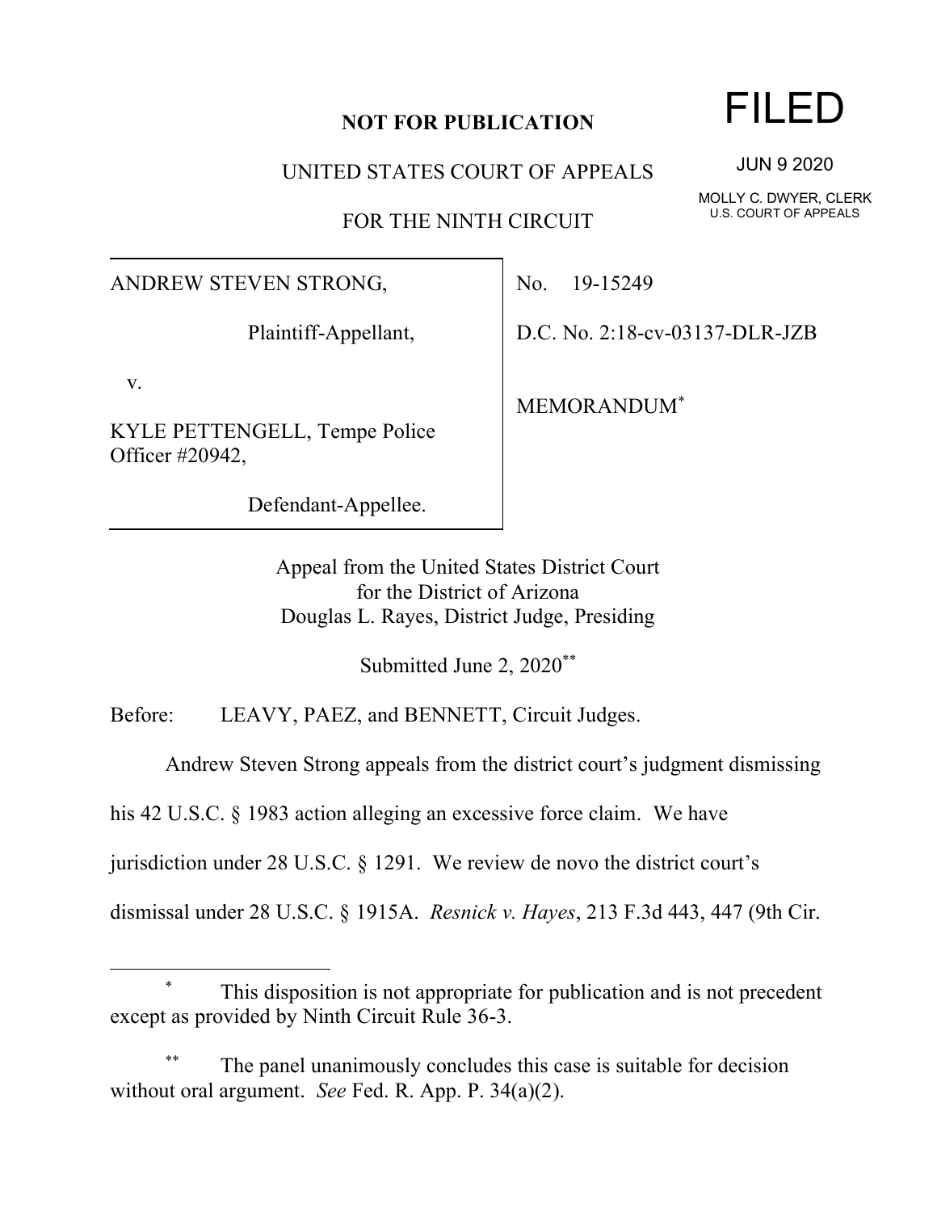**NOT FOR PUBLICATION**

FILED

JUN 9 2020

MOLLY C. DWYER, CLERK
U.S. COURT OF APPEALS

UNITED STATES COURT OF APPEALS

FOR THE NINTH CIRCUIT

| | |
|---|---|
| ANDREW STEVEN STRONG,<br><br>Plaintiff-Appellant,<br><br>v.<br><br>KYLE PETTENGELL, Tempe Police Officer #20942,<br><br>Defendant-Appellee. | No. 19-15249<br><br>D.C. No. 2:18-cv-03137-DLR-JZB<br><br>MEMORANDUM* |

Appeal from the United States District Court
for the District of Arizona
Douglas L. Rayes, District Judge, Presiding

Submitted June 2, 2020**

Before: LEAVY, PAEZ, and BENNETT, Circuit Judges.

Andrew Steven Strong appeals from the district court's judgment dismissing his 42 U.S.C. § 1983 action alleging an excessive force claim. We have jurisdiction under 28 U.S.C. § 1291. We review de novo the district court's dismissal under 28 U.S.C. § 1915A. *Resnick v. Hayes*, 213 F.3d 443, 447 (9th Cir.

---

\* This disposition is not appropriate for publication and is not precedent except as provided by Ninth Circuit Rule 36-3.

\*\* The panel unanimously concludes this case is suitable for decision without oral argument. *See* Fed. R. App. P. 34(a)(2).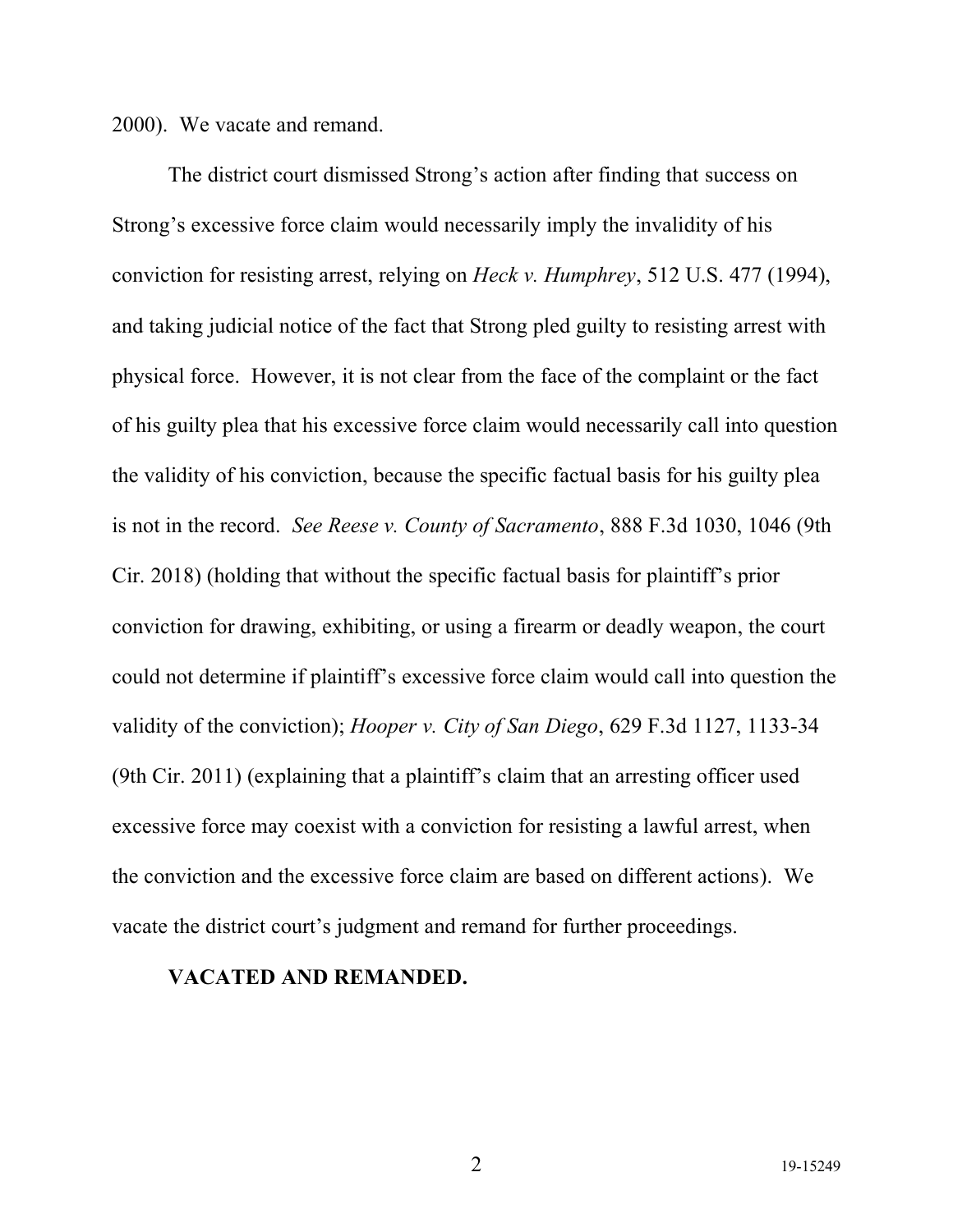2000). We vacate and remand.

The district court dismissed Strong's action after finding that success on Strong's excessive force claim would necessarily imply the invalidity of his conviction for resisting arrest, relying on *Heck v. Humphrey*, 512 U.S. 477 (1994), and taking judicial notice of the fact that Strong pled guilty to resisting arrest with physical force. However, it is not clear from the face of the complaint or the fact of his guilty plea that his excessive force claim would necessarily call into question the validity of his conviction, because the specific factual basis for his guilty plea is not in the record. *See Reese v. County of Sacramento*, 888 F.3d 1030, 1046 (9th Cir. 2018) (holding that without the specific factual basis for plaintiff's prior conviction for drawing, exhibiting, or using a firearm or deadly weapon, the court could not determine if plaintiff's excessive force claim would call into question the validity of the conviction); *Hooper v. City of San Diego*, 629 F.3d 1127, 1133-34 (9th Cir. 2011) (explaining that a plaintiff's claim that an arresting officer used excessive force may coexist with a conviction for resisting a lawful arrest, when the conviction and the excessive force claim are based on different actions). We vacate the district court's judgment and remand for further proceedings.

**VACATED AND REMANDED.**